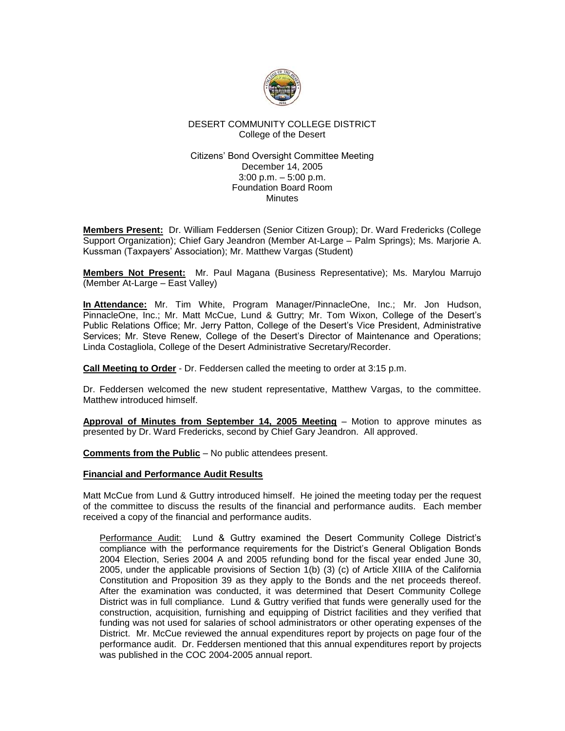DESERT COMMUNITY COLLEGE DISTRICT
College of the Desert

Citizens' Bond Oversight Committee Meeting
December 14, 2005
3:00 p.m. – 5:00 p.m.
Foundation Board Room
Minutes

**Members Present:** Dr. William Feddersen (Senior Citizen Group); Dr. Ward Fredericks (College Support Organization); Chief Gary Jeandron (Member At-Large – Palm Springs); Ms. Marjorie A. Kussman (Taxpayers' Association); Mr. Matthew Vargas (Student)

**Members Not Present:** Mr. Paul Magana (Business Representative); Ms. Marylou Marrujo (Member At-Large – East Valley)

**In Attendance:** Mr. Tim White, Program Manager/PinnacleOne, Inc.; Mr. Jon Hudson, PinnacleOne, Inc.; Mr. Matt McCue, Lund & Guttry; Mr. Tom Wixon, College of the Desert's Public Relations Office; Mr. Jerry Patton, College of the Desert's Vice President, Administrative Services; Mr. Steve Renew, College of the Desert's Director of Maintenance and Operations; Linda Costagliola, College of the Desert Administrative Secretary/Recorder.

**Call Meeting to Order** - Dr. Feddersen called the meeting to order at 3:15 p.m.

Dr. Feddersen welcomed the new student representative, Matthew Vargas, to the committee. Matthew introduced himself.

**Approval of Minutes from September 14, 2005 Meeting** – Motion to approve minutes as presented by Dr. Ward Fredericks, second by Chief Gary Jeandron. All approved.

**Comments from the Public** – No public attendees present.

**Financial and Performance Audit Results**

Matt McCue from Lund & Guttry introduced himself. He joined the meeting today per the request of the committee to discuss the results of the financial and performance audits. Each member received a copy of the financial and performance audits.

Performance Audit: Lund & Guttry examined the Desert Community College District's compliance with the performance requirements for the District's General Obligation Bonds 2004 Election, Series 2004 A and 2005 refunding bond for the fiscal year ended June 30, 2005, under the applicable provisions of Section 1(b) (3) (c) of Article XIIIA of the California Constitution and Proposition 39 as they apply to the Bonds and the net proceeds thereof. After the examination was conducted, it was determined that Desert Community College District was in full compliance. Lund & Guttry verified that funds were generally used for the construction, acquisition, furnishing and equipping of District facilities and they verified that funding was not used for salaries of school administrators or other operating expenses of the District. Mr. McCue reviewed the annual expenditures report by projects on page four of the performance audit. Dr. Feddersen mentioned that this annual expenditures report by projects was published in the COC 2004-2005 annual report.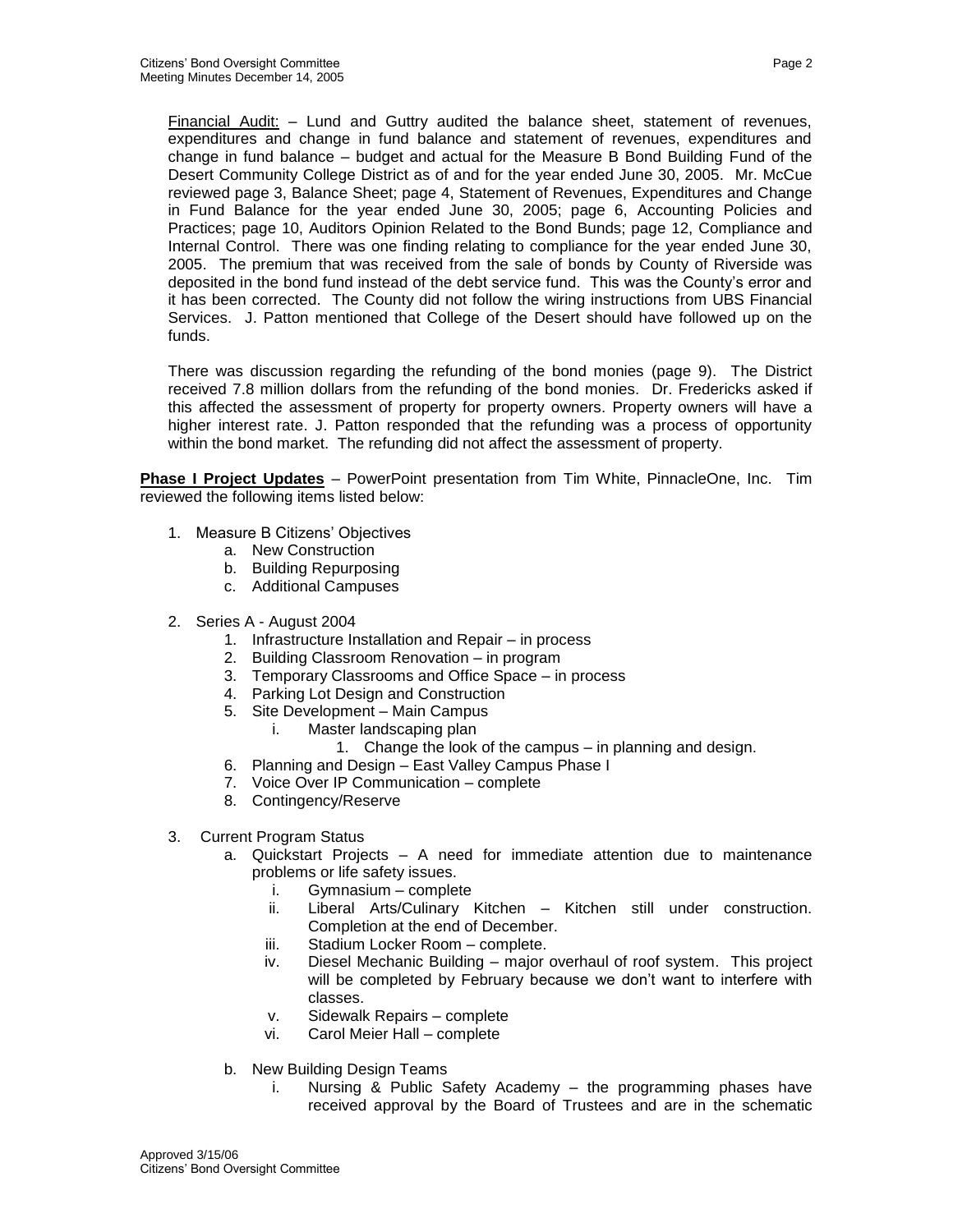Financial Audit: – Lund and Guttry audited the balance sheet, statement of revenues, expenditures and change in fund balance and statement of revenues, expenditures and change in fund balance – budget and actual for the Measure B Bond Building Fund of the Desert Community College District as of and for the year ended June 30, 2005. Mr. McCue reviewed page 3, Balance Sheet; page 4, Statement of Revenues, Expenditures and Change in Fund Balance for the year ended June 30, 2005; page 6, Accounting Policies and Practices; page 10, Auditors Opinion Related to the Bond Bunds; page 12, Compliance and Internal Control. There was one finding relating to compliance for the year ended June 30, 2005. The premium that was received from the sale of bonds by County of Riverside was deposited in the bond fund instead of the debt service fund. This was the County's error and it has been corrected. The County did not follow the wiring instructions from UBS Financial Services. J. Patton mentioned that College of the Desert should have followed up on the funds.

There was discussion regarding the refunding of the bond monies (page 9). The District received 7.8 million dollars from the refunding of the bond monies. Dr. Fredericks asked if this affected the assessment of property for property owners. Property owners will have a higher interest rate. J. Patton responded that the refunding was a process of opportunity within the bond market. The refunding did not affect the assessment of property.

**Phase I Project Updates** – PowerPoint presentation from Tim White, PinnacleOne, Inc. Tim reviewed the following items listed below:

1. Measure B Citizens' Objectives
   a. New Construction
   b. Building Repurposing
   c. Additional Campuses

2. Series A - August 2004
   1. Infrastructure Installation and Repair – in process
   2. Building Classroom Renovation – in program
   3. Temporary Classrooms and Office Space – in process
   4. Parking Lot Design and Construction
   5. Site Development – Main Campus
      i. Master landscaping plan
         1. Change the look of the campus – in planning and design.
   6. Planning and Design – East Valley Campus Phase I
   7. Voice Over IP Communication – complete
   8. Contingency/Reserve

3. Current Program Status
   a. Quickstart Projects – A need for immediate attention due to maintenance problems or life safety issues.
      i. Gymnasium – complete
      ii. Liberal Arts/Culinary Kitchen – Kitchen still under construction. Completion at the end of December.
      iii. Stadium Locker Room – complete.
      iv. Diesel Mechanic Building – major overhaul of roof system. This project will be completed by February because we don't want to interfere with classes.
      v. Sidewalk Repairs – complete
      vi. Carol Meier Hall – complete

   b. New Building Design Teams
      i. Nursing & Public Safety Academy – the programming phases have received approval by the Board of Trustees and are in the schematic

Approved 3/15/06
Citizens' Bond Oversight Committee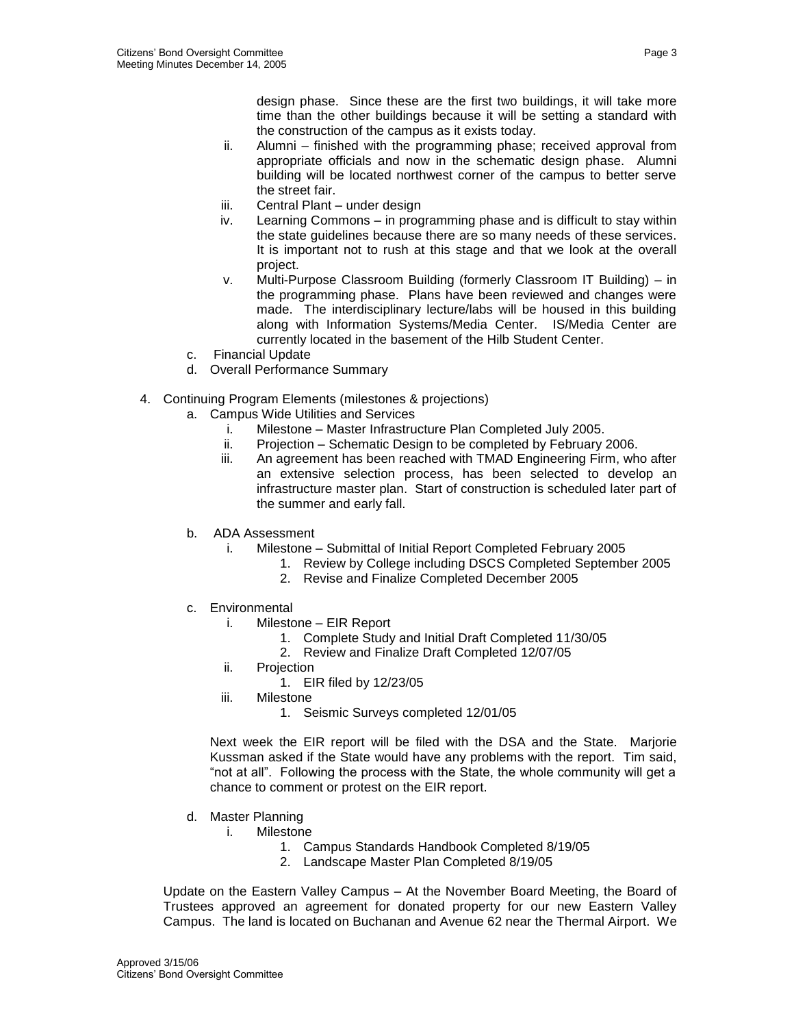design phase. Since these are the first two buildings, it will take more time than the other buildings because it will be setting a standard with the construction of the campus as it exists today.

   ii. Alumni – finished with the programming phase; received approval from appropriate officials and now in the schematic design phase. Alumni building will be located northwest corner of the campus to better serve the street fair.
   iii. Central Plant – under design
   iv. Learning Commons – in programming phase and is difficult to stay within the state guidelines because there are so many needs of these services. It is important not to rush at this stage and that we look at the overall project.
   v. Multi-Purpose Classroom Building (formerly Classroom IT Building) – in the programming phase. Plans have been reviewed and changes were made. The interdisciplinary lecture/labs will be housed in this building along with Information Systems/Media Center. IS/Media Center are currently located in the basement of the Hilb Student Center.

c. Financial Update
d. Overall Performance Summary

4. Continuing Program Elements (milestones & projections)
   a. Campus Wide Utilities and Services
      i. Milestone – Master Infrastructure Plan Completed July 2005.
      ii. Projection – Schematic Design to be completed by February 2006.
      iii. An agreement has been reached with TMAD Engineering Firm, who after an extensive selection process, has been selected to develop an infrastructure master plan. Start of construction is scheduled later part of the summer and early fall.

   b. ADA Assessment
      i. Milestone – Submittal of Initial Report Completed February 2005
         1. Review by College including DSCS Completed September 2005
         2. Revise and Finalize Completed December 2005

   c. Environmental
      i. Milestone – EIR Report
         1. Complete Study and Initial Draft Completed 11/30/05
         2. Review and Finalize Draft Completed 12/07/05
      ii. Projection
         1. EIR filed by 12/23/05
      iii. Milestone
         1. Seismic Surveys completed 12/01/05

   Next week the EIR report will be filed with the DSA and the State. Marjorie Kussman asked if the State would have any problems with the report. Tim said, "not at all". Following the process with the State, the whole community will get a chance to comment or protest on the EIR report.

   d. Master Planning
      i. Milestone
         1. Campus Standards Handbook Completed 8/19/05
         2. Landscape Master Plan Completed 8/19/05

Update on the Eastern Valley Campus – At the November Board Meeting, the Board of Trustees approved an agreement for donated property for our new Eastern Valley Campus. The land is located on Buchanan and Avenue 62 near the Thermal Airport. We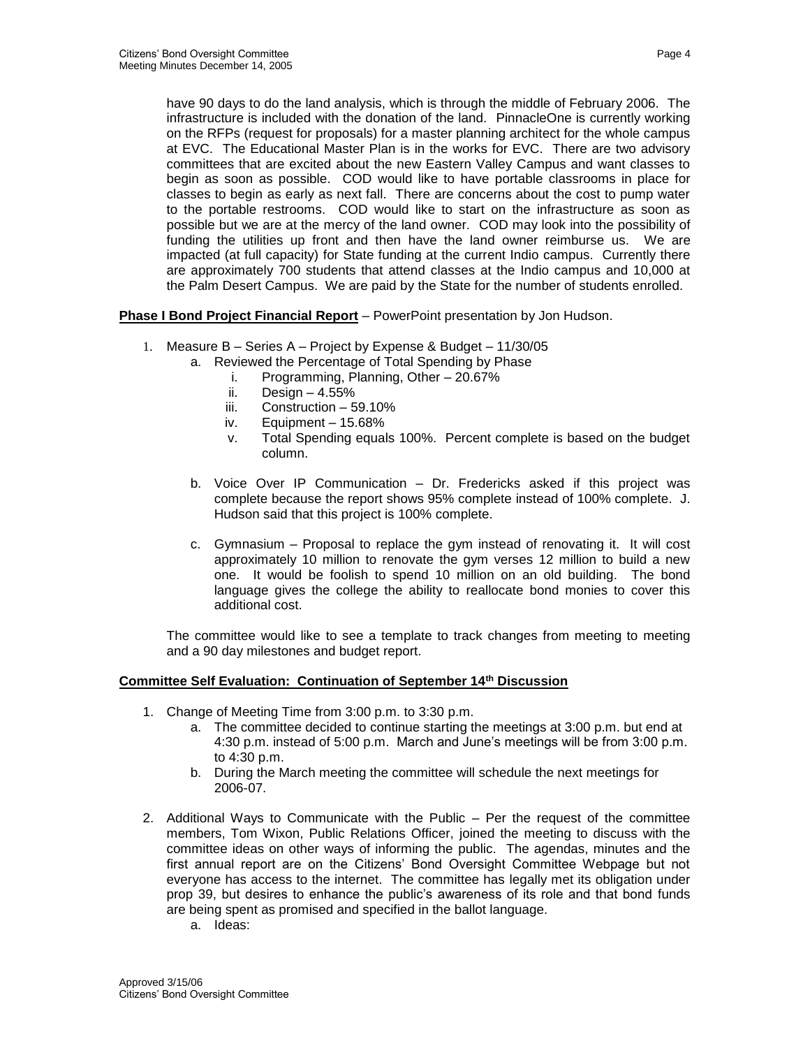have 90 days to do the land analysis, which is through the middle of February 2006. The infrastructure is included with the donation of the land. PinnacleOne is currently working on the RFPs (request for proposals) for a master planning architect for the whole campus at EVC. The Educational Master Plan is in the works for EVC. There are two advisory committees that are excited about the new Eastern Valley Campus and want classes to begin as soon as possible. COD would like to have portable classrooms in place for classes to begin as early as next fall. There are concerns about the cost to pump water to the portable restrooms. COD would like to start on the infrastructure as soon as possible but we are at the mercy of the land owner. COD may look into the possibility of funding the utilities up front and then have the land owner reimburse us. We are impacted (at full capacity) for State funding at the current Indio campus. Currently there are approximately 700 students that attend classes at the Indio campus and 10,000 at the Palm Desert Campus. We are paid by the State for the number of students enrolled.

**Phase I Bond Project Financial Report** – PowerPoint presentation by Jon Hudson.

1. Measure B – Series A – Project by Expense & Budget – 11/30/05
   a. Reviewed the Percentage of Total Spending by Phase
      i. Programming, Planning, Other – 20.67%
      ii. Design – 4.55%
      iii. Construction – 59.10%
      iv. Equipment – 15.68%
      v. Total Spending equals 100%. Percent complete is based on the budget column.

   b. Voice Over IP Communication – Dr. Fredericks asked if this project was complete because the report shows 95% complete instead of 100% complete. J. Hudson said that this project is 100% complete.

   c. Gymnasium – Proposal to replace the gym instead of renovating it. It will cost approximately 10 million to renovate the gym verses 12 million to build a new one. It would be foolish to spend 10 million on an old building. The bond language gives the college the ability to reallocate bond monies to cover this additional cost.

The committee would like to see a template to track changes from meeting to meeting and a 90 day milestones and budget report.

**Committee Self Evaluation: Continuation of September 14th Discussion**

1. Change of Meeting Time from 3:00 p.m. to 3:30 p.m.
   a. The committee decided to continue starting the meetings at 3:00 p.m. but end at 4:30 p.m. instead of 5:00 p.m. March and June's meetings will be from 3:00 p.m. to 4:30 p.m.
   b. During the March meeting the committee will schedule the next meetings for 2006-07.

2. Additional Ways to Communicate with the Public – Per the request of the committee members, Tom Wixon, Public Relations Officer, joined the meeting to discuss with the committee ideas on other ways of informing the public. The agendas, minutes and the first annual report are on the Citizens' Bond Oversight Committee Webpage but not everyone has access to the internet. The committee has legally met its obligation under prop 39, but desires to enhance the public's awareness of its role and that bond funds are being spent as promised and specified in the ballot language.
   a. Ideas: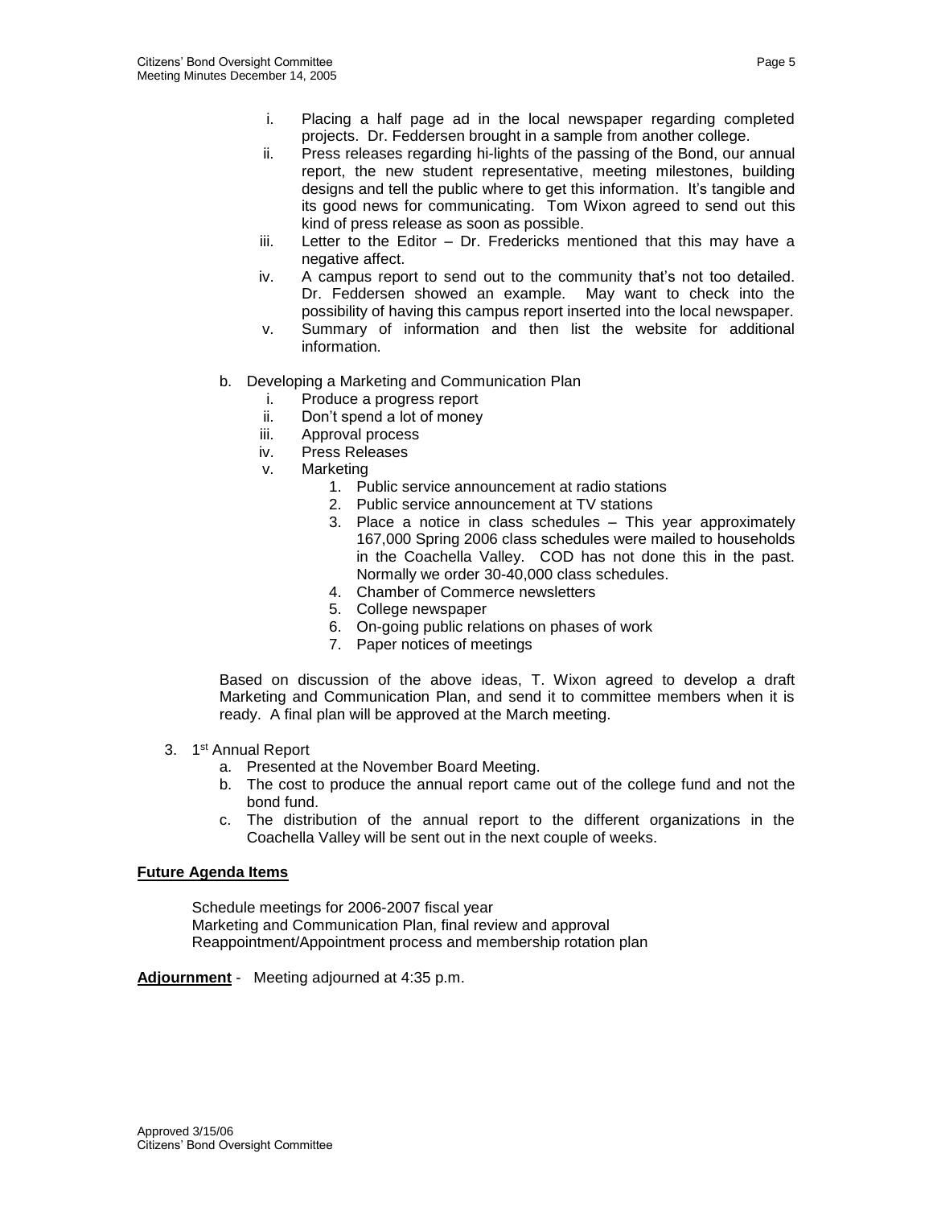i. Placing a half page ad in the local newspaper regarding completed projects. Dr. Feddersen brought in a sample from another college.
   ii. Press releases regarding hi-lights of the passing of the Bond, our annual report, the new student representative, meeting milestones, building designs and tell the public where to get this information. It's tangible and its good news for communicating. Tom Wixon agreed to send out this kind of press release as soon as possible.
   iii. Letter to the Editor – Dr. Fredericks mentioned that this may have a negative affect.
   iv. A campus report to send out to the community that's not too detailed. Dr. Feddersen showed an example. May want to check into the possibility of having this campus report inserted into the local newspaper.
   v. Summary of information and then list the website for additional information.

b. Developing a Marketing and Communication Plan
   i. Produce a progress report
   ii. Don't spend a lot of money
   iii. Approval process
   iv. Press Releases
   v. Marketing
      1. Public service announcement at radio stations
      2. Public service announcement at TV stations
      3. Place a notice in class schedules – This year approximately 167,000 Spring 2006 class schedules were mailed to households in the Coachella Valley. COD has not done this in the past. Normally we order 30-40,000 class schedules.
      4. Chamber of Commerce newsletters
      5. College newspaper
      6. On-going public relations on phases of work
      7. Paper notices of meetings

Based on discussion of the above ideas, T. Wixon agreed to develop a draft Marketing and Communication Plan, and send it to committee members when it is ready. A final plan will be approved at the March meeting.

3. 1st Annual Report
   a. Presented at the November Board Meeting.
   b. The cost to produce the annual report came out of the college fund and not the bond fund.
   c. The distribution of the annual report to the different organizations in the Coachella Valley will be sent out in the next couple of weeks.

**Future Agenda Items**

Schedule meetings for 2006-2007 fiscal year
Marketing and Communication Plan, final review and approval
Reappointment/Appointment process and membership rotation plan

**Adjournment** - Meeting adjourned at 4:35 p.m.

Approved 3/15/06
Citizens' Bond Oversight Committee